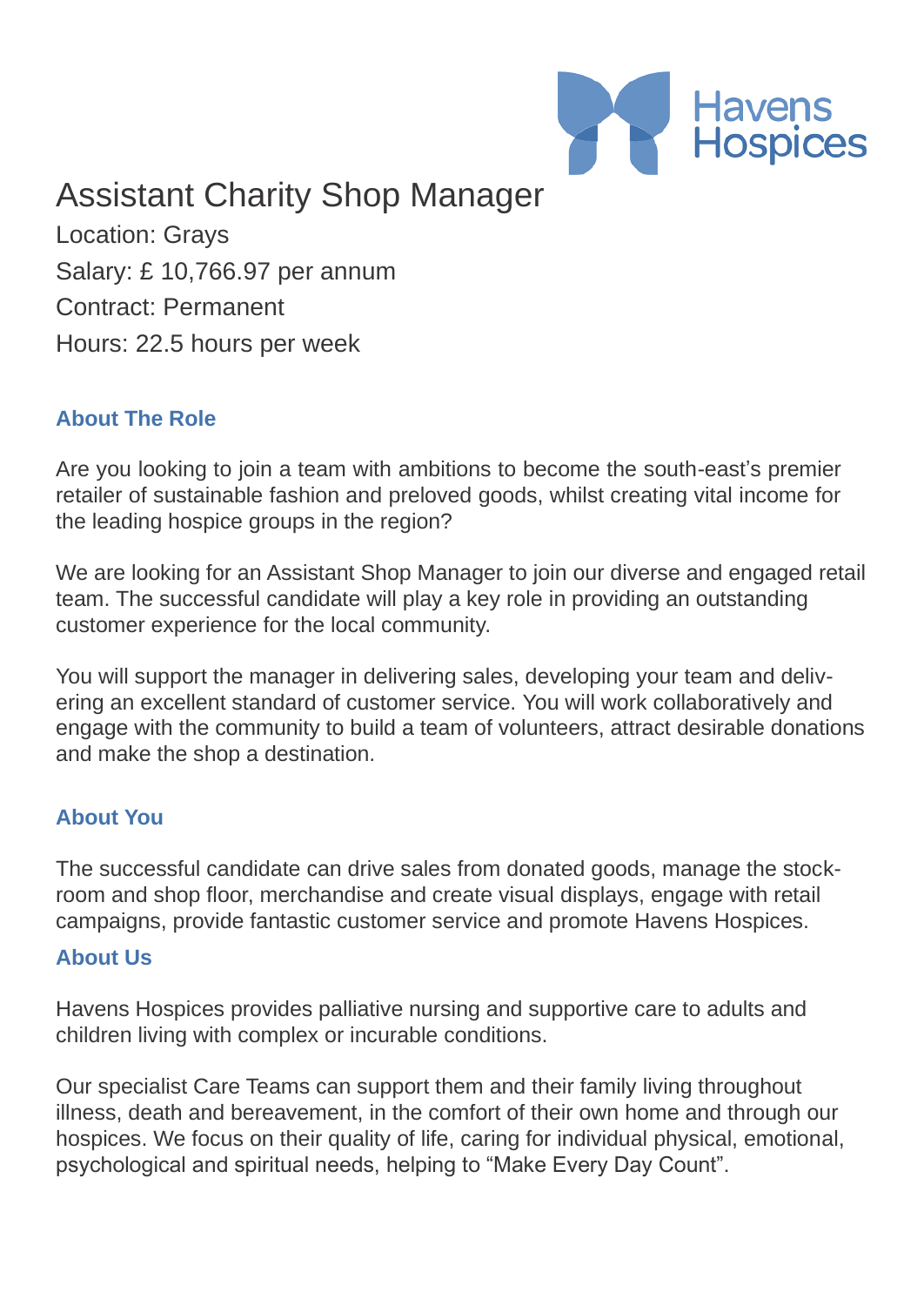Havens Hospices

# Assistant Charity Shop Manager

Location: Grays

Salary: £ 10,766.97 per annum

Contract: Permanent

Hours: 22.5 hours per week

## About The Role

Are you looking to join a team with ambitions to become the south-east's premier retailer of sustainable fashion and preloved goods, whilst creating vital income for the leading hospice groups in the region?

We are looking for an Assistant Shop Manager to join our diverse and engaged retail team. The successful candidate will play a key role in providing an outstanding customer experience for the local community.

You will support the manager in delivering sales, developing your team and delivering an excellent standard of customer service. You will work collaboratively and engage with the community to build a team of volunteers, attract desirable donations and make the shop a destination.

## About You

The successful candidate can drive sales from donated goods, manage the stockroom and shop floor, merchandise and create visual displays, engage with retail campaigns, provide fantastic customer service and promote Havens Hospices.

## About Us

Havens Hospices provides palliative nursing and supportive care to adults and children living with complex or incurable conditions.

Our specialist Care Teams can support them and their family living throughout illness, death and bereavement, in the comfort of their own home and through our hospices. We focus on their quality of life, caring for individual physical, emotional, psychological and spiritual needs, helping to "Make Every Day Count".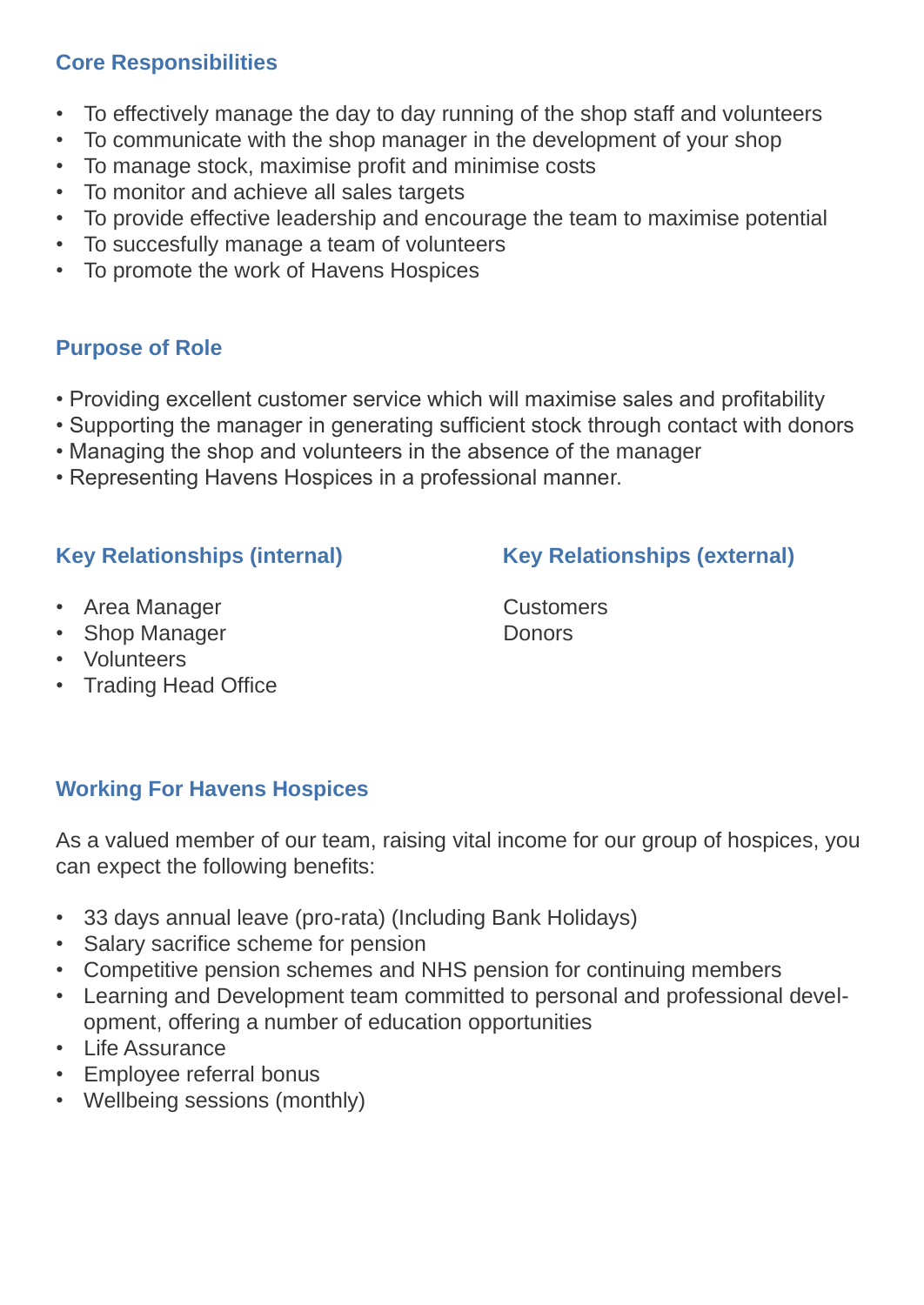## Core Responsibilities

- To effectively manage the day to day running of the shop staff and volunteers
- To communicate with the shop manager in the development of your shop
- To manage stock, maximise profit and minimise costs
- To monitor and achieve all sales targets
- To provide effective leadership and encourage the team to maximise potential
- To succesfully manage a team of volunteers
- To promote the work of Havens Hospices

## Purpose of Role

- Providing excellent customer service which will maximise sales and profitability
- Supporting the manager in generating sufficient stock through contact with donors
- Managing the shop and volunteers in the absence of the manager
- Representing Havens Hospices in a professional manner.

## Key Relationships (internal)

- Area Manager
- Shop Manager
- Volunteers
- Trading Head Office

## Key Relationships (external)

Customers
Donors

## Working For Havens Hospices

As a valued member of our team, raising vital income for our group of hospices, you can expect the following benefits:

- 33 days annual leave (pro-rata) (Including Bank Holidays)
- Salary sacrifice scheme for pension
- Competitive pension schemes and NHS pension for continuing members
- Learning and Development team committed to personal and professional development, offering a number of education opportunities
- Life Assurance
- Employee referral bonus
- Wellbeing sessions (monthly)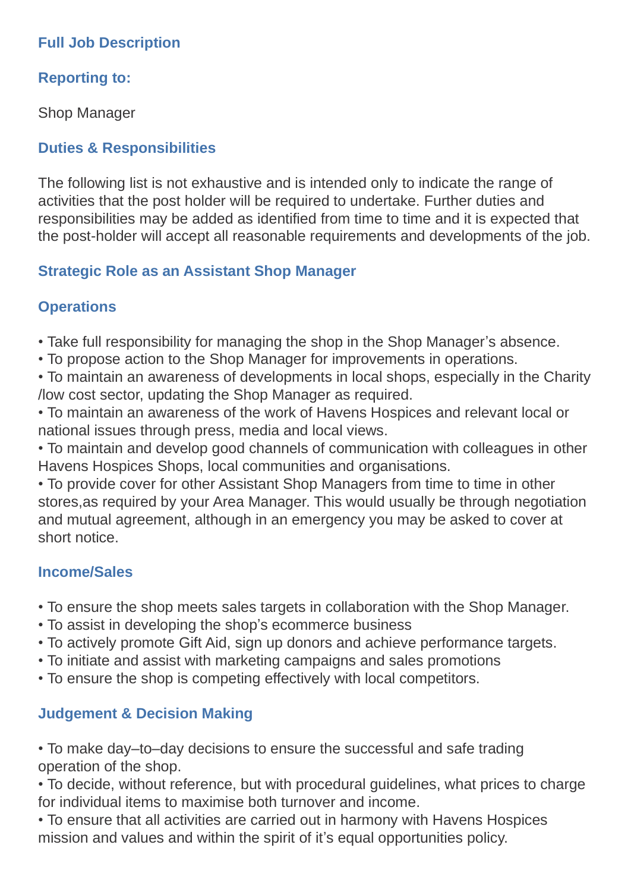## Full Job Description

### Reporting to:

Shop Manager

### Duties & Responsibilities

The following list is not exhaustive and is intended only to indicate the range of activities that the post holder will be required to undertake. Further duties and responsibilities may be added as identified from time to time and it is expected that the post-holder will accept all reasonable requirements and developments of the job.

### Strategic Role as an Assistant Shop Manager

### Operations

- Take full responsibility for managing the shop in the Shop Manager's absence.
- To propose action to the Shop Manager for improvements in operations.
- To maintain an awareness of developments in local shops, especially in the Charity /low cost sector, updating the Shop Manager as required.
- To maintain an awareness of the work of Havens Hospices and relevant local or national issues through press, media and local views.
- To maintain and develop good channels of communication with colleagues in other Havens Hospices Shops, local communities and organisations.
- To provide cover for other Assistant Shop Managers from time to time in other stores,as required by your Area Manager. This would usually be through negotiation and mutual agreement, although in an emergency you may be asked to cover at short notice.

### Income/Sales

- To ensure the shop meets sales targets in collaboration with the Shop Manager.
- To assist in developing the shop's ecommerce business
- To actively promote Gift Aid, sign up donors and achieve performance targets.
- To initiate and assist with marketing campaigns and sales promotions
- To ensure the shop is competing effectively with local competitors.

### Judgement & Decision Making

- To make day–to–day decisions to ensure the successful and safe trading operation of the shop.
- To decide, without reference, but with procedural guidelines, what prices to charge for individual items to maximise both turnover and income.
- To ensure that all activities are carried out in harmony with Havens Hospices mission and values and within the spirit of it's equal opportunities policy.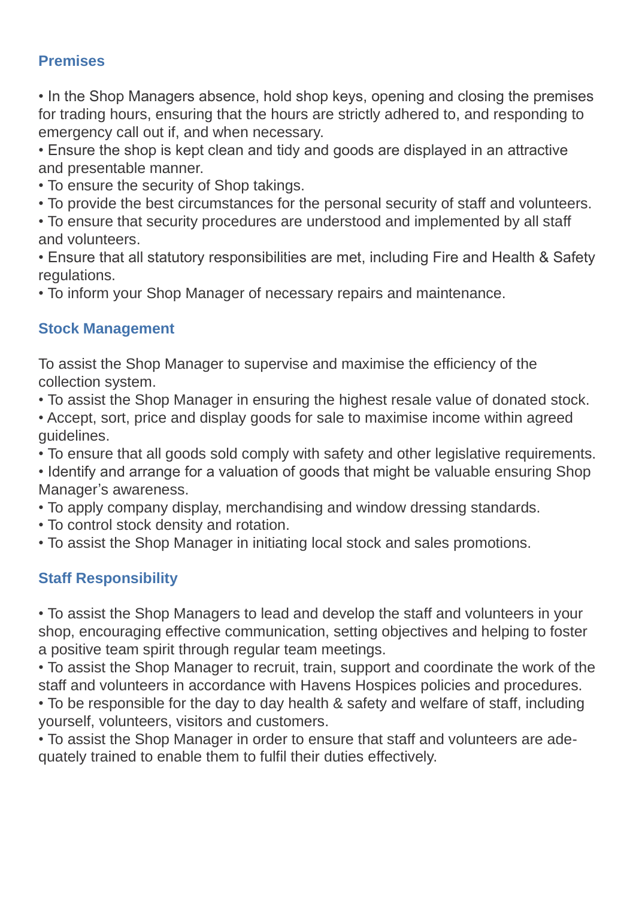## Premises

- In the Shop Managers absence, hold shop keys, opening and closing the premises for trading hours, ensuring that the hours are strictly adhered to, and responding to emergency call out if, and when necessary.
- Ensure the shop is kept clean and tidy and goods are displayed in an attractive and presentable manner.
- To ensure the security of Shop takings.
- To provide the best circumstances for the personal security of staff and volunteers.
- To ensure that security procedures are understood and implemented by all staff and volunteers.
- Ensure that all statutory responsibilities are met, including Fire and Health & Safety regulations.
- To inform your Shop Manager of necessary repairs and maintenance.

## Stock Management

To assist the Shop Manager to supervise and maximise the efficiency of the collection system.

- To assist the Shop Manager in ensuring the highest resale value of donated stock.
- Accept, sort, price and display goods for sale to maximise income within agreed guidelines.
- To ensure that all goods sold comply with safety and other legislative requirements.
- Identify and arrange for a valuation of goods that might be valuable ensuring Shop Manager's awareness.
- To apply company display, merchandising and window dressing standards.
- To control stock density and rotation.
- To assist the Shop Manager in initiating local stock and sales promotions.

## Staff Responsibility

- To assist the Shop Managers to lead and develop the staff and volunteers in your shop, encouraging effective communication, setting objectives and helping to foster a positive team spirit through regular team meetings.
- To assist the Shop Manager to recruit, train, support and coordinate the work of the staff and volunteers in accordance with Havens Hospices policies and procedures.
- To be responsible for the day to day health & safety and welfare of staff, including yourself, volunteers, visitors and customers.
- To assist the Shop Manager in order to ensure that staff and volunteers are adequately trained to enable them to fulfil their duties effectively.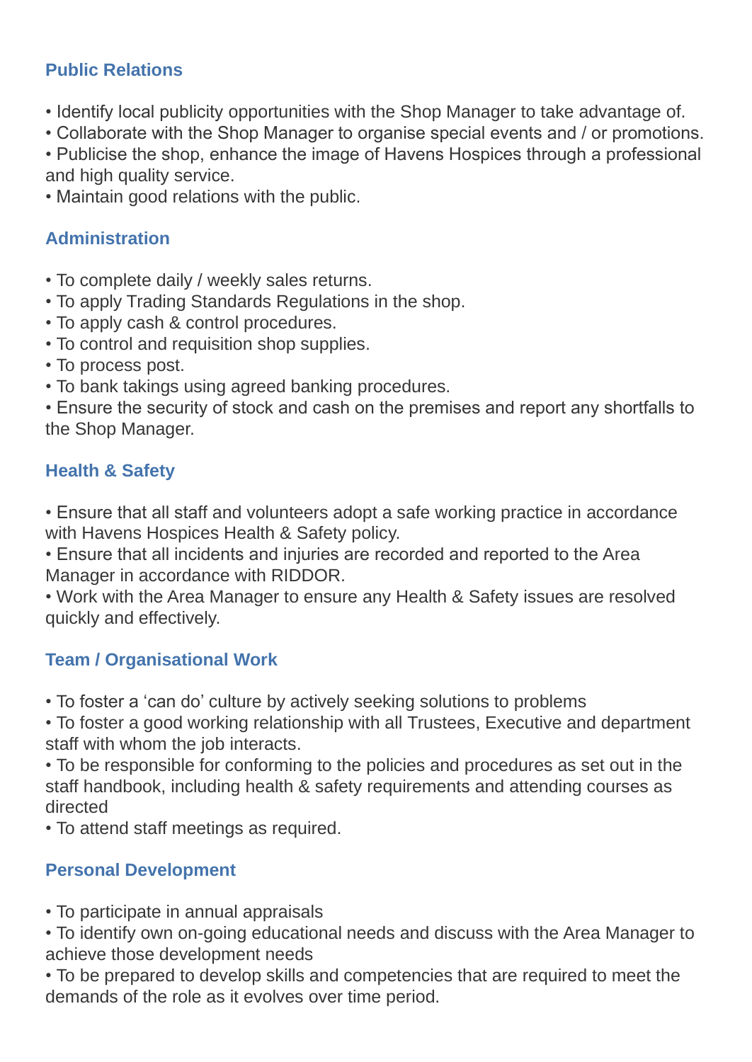## Public Relations

- Identify local publicity opportunities with the Shop Manager to take advantage of.
- Collaborate with the Shop Manager to organise special events and / or promotions.
- Publicise the shop, enhance the image of Havens Hospices through a professional and high quality service.
- Maintain good relations with the public.

## Administration

- To complete daily / weekly sales returns.
- To apply Trading Standards Regulations in the shop.
- To apply cash & control procedures.
- To control and requisition shop supplies.
- To process post.
- To bank takings using agreed banking procedures.
- Ensure the security of stock and cash on the premises and report any shortfalls to the Shop Manager.

## Health & Safety

- Ensure that all staff and volunteers adopt a safe working practice in accordance with Havens Hospices Health & Safety policy.
- Ensure that all incidents and injuries are recorded and reported to the Area Manager in accordance with RIDDOR.
- Work with the Area Manager to ensure any Health & Safety issues are resolved quickly and effectively.

## Team / Organisational Work

- To foster a 'can do' culture by actively seeking solutions to problems
- To foster a good working relationship with all Trustees, Executive and department staff with whom the job interacts.
- To be responsible for conforming to the policies and procedures as set out in the staff handbook, including health & safety requirements and attending courses as directed
- To attend staff meetings as required.

## Personal Development

- To participate in annual appraisals
- To identify own on-going educational needs and discuss with the Area Manager to achieve those development needs
- To be prepared to develop skills and competencies that are required to meet the demands of the role as it evolves over time period.